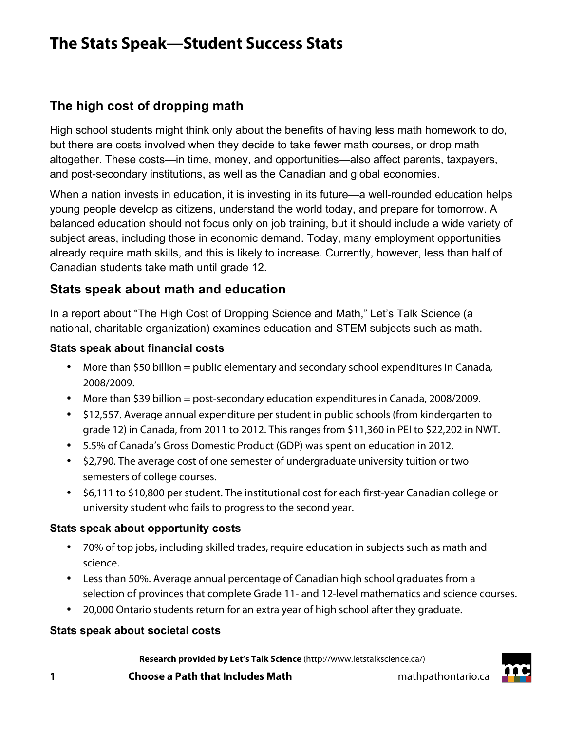# The Stats Speak—Student Success Stats

## The high cost of dropping math

High school students might think only about the benefits of having less math homework to do, but there are costs involved when they decide to take fewer math courses, or drop math altogether. These costs—in time, money, and opportunities—also affect parents, taxpayers, and post-secondary institutions, as well as the Canadian and global economies.

When a nation invests in education, it is investing in its future—a well-rounded education helps young people develop as citizens, understand the world today, and prepare for tomorrow. A balanced education should not focus only on job training, but it should include a wide variety of subject areas, including those in economic demand. Today, many employment opportunities already require math skills, and this is likely to increase. Currently, however, less than half of Canadian students take math until grade 12.

## Stats speak about math and education

In a report about "The High Cost of Dropping Science and Math," Let's Talk Science (a national, charitable organization) examines education and STEM subjects such as math.

### Stats speak about financial costs

- More than $50 billion = public elementary and secondary school expenditures in Canada, 2008/2009.
- More than $39 billion = post-secondary education expenditures in Canada, 2008/2009.
- $12,557. Average annual expenditure per student in public schools (from kindergarten to grade 12) in Canada, from 2011 to 2012. This ranges from $11,360 in PEI to $22,202 in NWT.
- 5.5% of Canada's Gross Domestic Product (GDP) was spent on education in 2012.
- $2,790. The average cost of one semester of undergraduate university tuition or two semesters of college courses.
- $6,111 to $10,800 per student. The institutional cost for each first-year Canadian college or university student who fails to progress to the second year.

### Stats speak about opportunity costs

- 70% of top jobs, including skilled trades, require education in subjects such as math and science.
- Less than 50%. Average annual percentage of Canadian high school graduates from a selection of provinces that complete Grade 11- and 12-level mathematics and science courses.
- 20,000 Ontario students return for an extra year of high school after they graduate.

### Stats speak about societal costs

**Research provided by Let's Talk Science** (http://www.letstalkscience.ca/)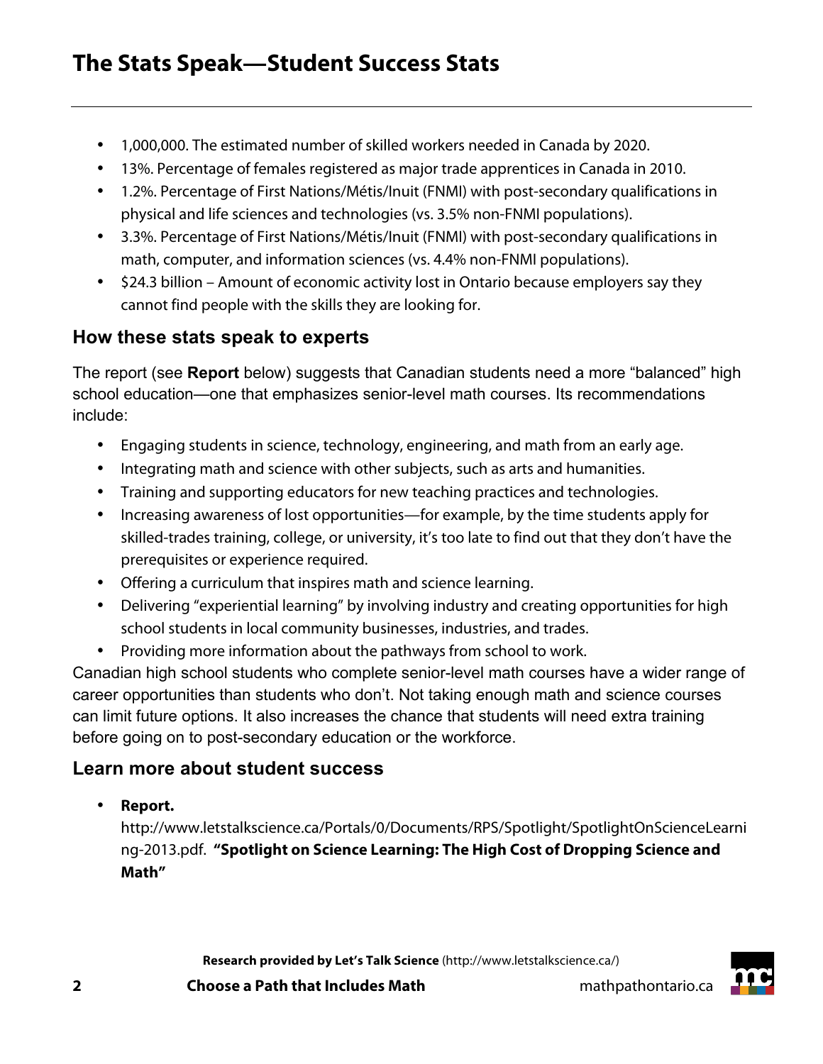# The Stats Speak—Student Success Stats

- 1,000,000. The estimated number of skilled workers needed in Canada by 2020.
- 13%. Percentage of females registered as major trade apprentices in Canada in 2010.
- 1.2%. Percentage of First Nations/Métis/Inuit (FNMI) with post-secondary qualifications in physical and life sciences and technologies (vs. 3.5% non-FNMI populations).
- 3.3%. Percentage of First Nations/Métis/Inuit (FNMI) with post-secondary qualifications in math, computer, and information sciences (vs. 4.4% non-FNMI populations).
- $24.3 billion – Amount of economic activity lost in Ontario because employers say they cannot find people with the skills they are looking for.

## How these stats speak to experts

The report (see **Report** below) suggests that Canadian students need a more "balanced" high school education—one that emphasizes senior-level math courses. Its recommendations include:

- Engaging students in science, technology, engineering, and math from an early age.
- Integrating math and science with other subjects, such as arts and humanities.
- Training and supporting educators for new teaching practices and technologies.
- Increasing awareness of lost opportunities—for example, by the time students apply for skilled-trades training, college, or university, it's too late to find out that they don't have the prerequisites or experience required.
- Offering a curriculum that inspires math and science learning.
- Delivering "experiential learning" by involving industry and creating opportunities for high school students in local community businesses, industries, and trades.
- Providing more information about the pathways from school to work.

Canadian high school students who complete senior-level math courses have a wider range of career opportunities than students who don't. Not taking enough math and science courses can limit future options. It also increases the chance that students will need extra training before going on to post-secondary education or the workforce.

## Learn more about student success

- **Report.** http://www.letstalkscience.ca/Portals/0/Documents/RPS/Spotlight/SpotlightOnScienceLearning-2013.pdf. **"Spotlight on Science Learning: The High Cost of Dropping Science and Math"**

**Research provided by Let's Talk Science** (http://www.letstalkscience.ca/)